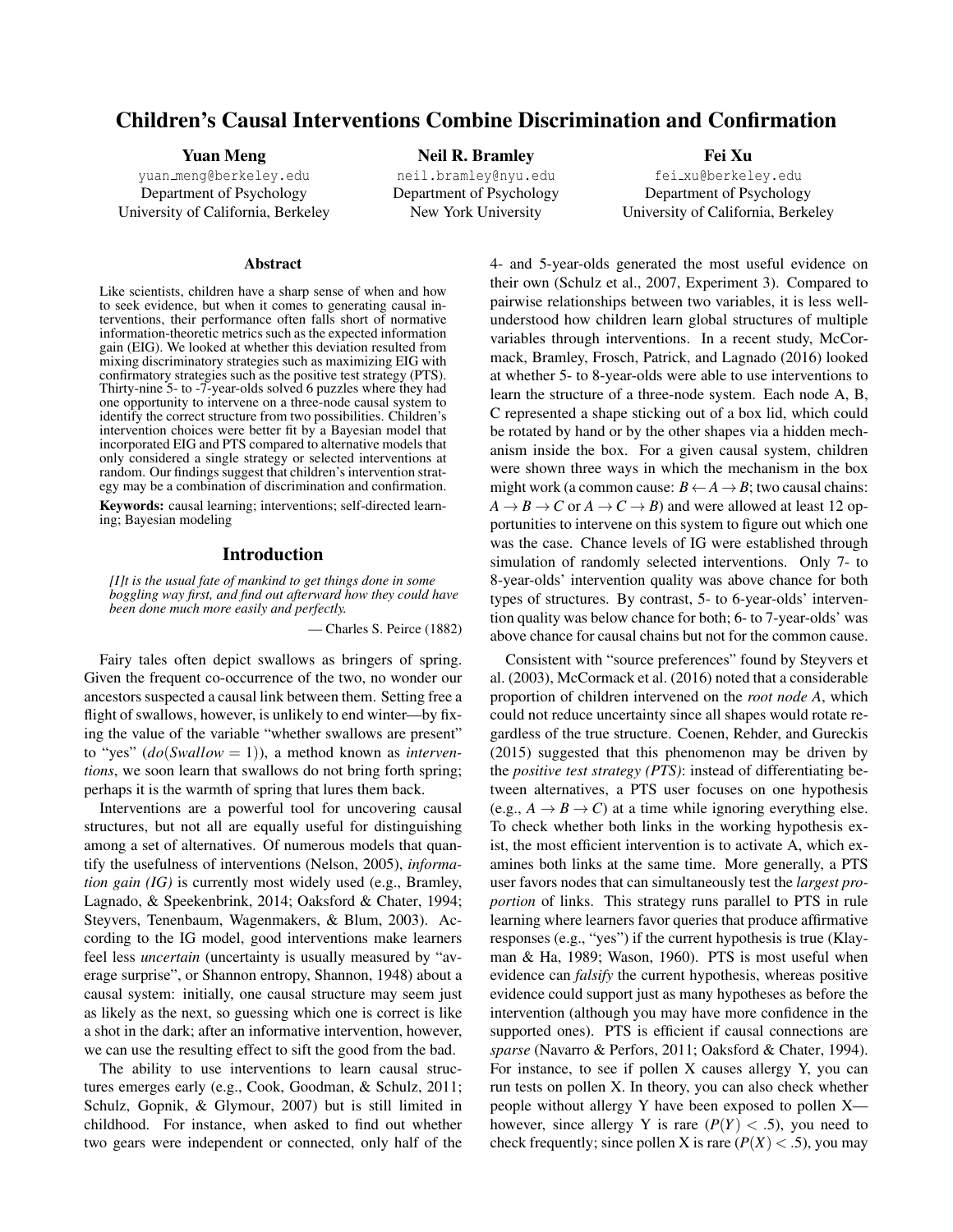# Children's Causal Interventions Combine Discrimination and Confirmation

**Yuan Meng**
yuan_meng@berkeley.edu
Department of Psychology
University of California, Berkeley

**Neil R. Bramley**
neil.bramley@nyu.edu
Department of Psychology
New York University

**Fei Xu**
fei_xu@berkeley.edu
Department of Psychology
University of California, Berkeley

## Abstract

Like scientists, children have a sharp sense of when and how to seek evidence, but when it comes to generating causal interventions, their performance often falls short of normative information-theoretic metrics such as the expected information gain (EIG). We looked at whether this deviation resulted from mixing discriminatory strategies such as maximizing EIG with confirmatory strategies such as the positive test strategy (PTS). Thirty-nine 5- to -7-year-olds solved 6 puzzles where they had one opportunity to intervene on a three-node causal system to identify the correct structure from two possibilities. Children's intervention choices were better fit by a Bayesian model that incorporated EIG and PTS compared to alternative models that only considered a single strategy or selected interventions at random. Our findings suggest that children's intervention strategy may be a combination of discrimination and confirmation.

**Keywords:** causal learning; interventions; self-directed learning; Bayesian modeling

## Introduction

*[I]t is the usual fate of mankind to get things done in some boggling way first, and find out afterward how they could have been done much more easily and perfectly.*

— Charles S. Peirce (1882)

Fairy tales often depict swallows as bringers of spring. Given the frequent co-occurrence of the two, no wonder our ancestors suspected a causal link between them. Setting free a flight of swallows, however, is unlikely to end winter—by fixing the value of the variable "whether swallows are present" to "yes" ($do(Swallow = 1)$), a method known as *interventions*, we soon learn that swallows do not bring forth spring; perhaps it is the warmth of spring that lures them back.

Interventions are a powerful tool for uncovering causal structures, but not all are equally useful for distinguishing among a set of alternatives. Of numerous models that quantify the usefulness of interventions (Nelson, 2005), *information gain (IG)* is currently most widely used (e.g., Bramley, Lagnado, & Speekenbrink, 2014; Oaksford & Chater, 1994; Steyvers, Tenenbaum, Wagenmakers, & Blum, 2003). According to the IG model, good interventions make learners feel less *uncertain* (uncertainty is usually measured by "average surprise", or Shannon entropy, Shannon, 1948) about a causal system: initially, one causal structure may seem just as likely as the next, so guessing which one is correct is like a shot in the dark; after an informative intervention, however, we can use the resulting effect to sift the good from the bad.

The ability to use interventions to learn causal structures emerges early (e.g., Cook, Goodman, & Schulz, 2011; Schulz, Gopnik, & Glymour, 2007) but is still limited in childhood. For instance, when asked to find out whether two gears were independent or connected, only half of the 4- and 5-year-olds generated the most useful evidence on their own (Schulz et al., 2007, Experiment 3). Compared to pairwise relationships between two variables, it is less well-understood how children learn global structures of multiple variables through interventions. In a recent study, McCormack, Bramley, Frosch, Patrick, and Lagnado (2016) looked at whether 5- to 8-year-olds were able to use interventions to learn the structure of a three-node system. Each node A, B, C represented a shape sticking out of a box lid, which could be rotated by hand or by the other shapes via a hidden mechanism inside the box. For a given causal system, children were shown three ways in which the mechanism in the box might work (a common cause: $B \leftarrow A \rightarrow B$; two causal chains: $A \rightarrow B \rightarrow C$ or $A \rightarrow C \rightarrow B$) and were allowed at least 12 opportunities to intervene on this system to figure out which one was the case. Chance levels of IG were established through simulation of randomly selected interventions. Only 7- to 8-year-olds' intervention quality was above chance for both types of structures. By contrast, 5- to 6-year-olds' intervention quality was below chance for both; 6- to 7-year-olds' was above chance for causal chains but not for the common cause.

Consistent with "source preferences" found by Steyvers et al. (2003), McCormack et al. (2016) noted that a considerable proportion of children intervened on the *root node A*, which could not reduce uncertainty since all shapes would rotate regardless of the true structure. Coenen, Rehder, and Gureckis (2015) suggested that this phenomenon may be driven by the *positive test strategy (PTS)*: instead of differentiating between alternatives, a PTS user focuses on one hypothesis (e.g., $A \rightarrow B \rightarrow C$) at a time while ignoring everything else. To check whether both links in the working hypothesis exist, the most efficient intervention is to activate A, which examines both links at the same time. More generally, a PTS user favors nodes that can simultaneously test the *largest proportion* of links. This strategy runs parallel to PTS in rule learning where learners favor queries that produce affirmative responses (e.g., "yes") if the current hypothesis is true (Klayman & Ha, 1989; Wason, 1960). PTS is most useful when evidence can *falsify* the current hypothesis, whereas positive evidence could support just as many hypotheses as before the intervention (although you may have more confidence in the supported ones). PTS is efficient if causal connections are *sparse* (Navarro & Perfors, 2011; Oaksford & Chater, 1994). For instance, to see if pollen X causes allergy Y, you can run tests on pollen X. In theory, you can also check whether people without allergy Y have been exposed to pollen X—however, since allergy Y is rare ($P(Y) < .5$), you need to check frequently; since pollen X is rare ($P(X) < .5$), you may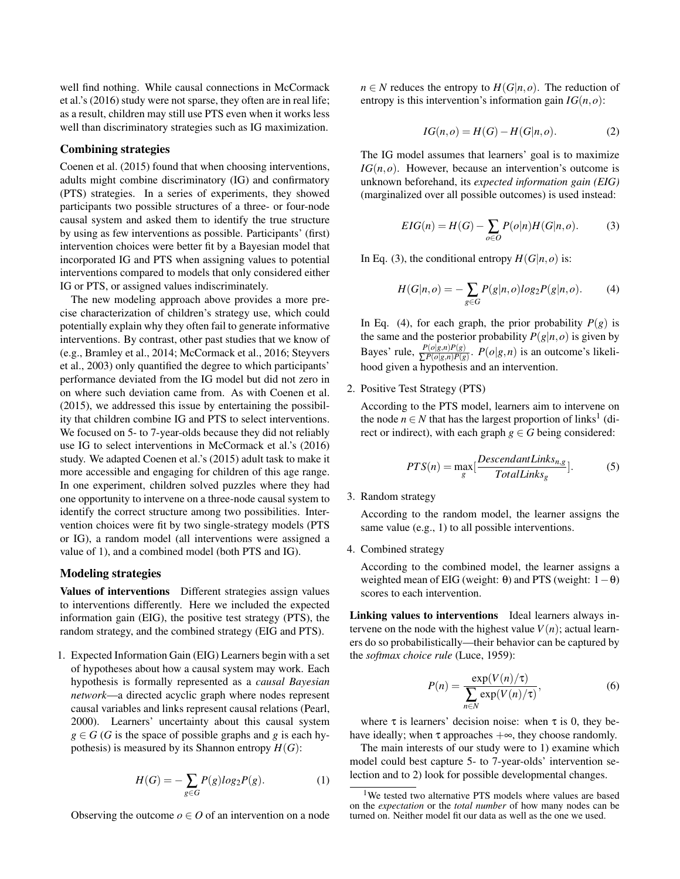well find nothing. While causal connections in McCormack et al.'s (2016) study were not sparse, they often are in real life; as a result, children may still use PTS even when it works less well than discriminatory strategies such as IG maximization.

### Combining strategies

Coenen et al. (2015) found that when choosing interventions, adults might combine discriminatory (IG) and confirmatory (PTS) strategies. In a series of experiments, they showed participants two possible structures of a three- or four-node causal system and asked them to identify the true structure by using as few interventions as possible. Participants' (first) intervention choices were better fit by a Bayesian model that incorporated IG and PTS when assigning values to potential interventions compared to models that only considered either IG or PTS, or assigned values indiscriminately.

The new modeling approach above provides a more precise characterization of children's strategy use, which could potentially explain why they often fail to generate informative interventions. By contrast, other past studies that we know of (e.g., Bramley et al., 2014; McCormack et al., 2016; Steyvers et al., 2003) only quantified the degree to which participants' performance deviated from the IG model but did not zero in on where such deviation came from. As with Coenen et al. (2015), we addressed this issue by entertaining the possibility that children combine IG and PTS to select interventions. We focused on 5- to 7-year-olds because they did not reliably use IG to select interventions in McCormack et al.'s (2016) study. We adapted Coenen et al.'s (2015) adult task to make it more accessible and engaging for children of this age range. In one experiment, children solved puzzles where they had one opportunity to intervene on a three-node causal system to identify the correct structure among two possibilities. Intervention choices were fit by two single-strategy models (PTS or IG), a random model (all interventions were assigned a value of 1), and a combined model (both PTS and IG).

### Modeling strategies

**Values of interventions** Different strategies assign values to interventions differently. Here we included the expected information gain (EIG), the positive test strategy (PTS), the random strategy, and the combined strategy (EIG and PTS).

1. Expected Information Gain (EIG) Learners begin with a set of hypotheses about how a causal system may work. Each hypothesis is formally represented as a *causal Bayesian network*—a directed acyclic graph where nodes represent causal variables and links represent causal relations (Pearl, 2000). Learners' uncertainty about this causal system $g \in G$ ($G$ is the space of possible graphs and $g$ is each hypothesis) is measured by its Shannon entropy $H(G)$:

$$H(G) = -\sum_{g \in G} P(g) log_2 P(g). \tag{1}$$

Observing the outcome $o \in O$ of an intervention on a node $n \in N$ reduces the entropy to $H(G|n,o)$. The reduction of entropy is this intervention's information gain $IG(n,o)$:

$$IG(n,o) = H(G) - H(G|n,o). \tag{2}$$

The IG model assumes that learners' goal is to maximize $IG(n,o)$. However, because an intervention's outcome is unknown beforehand, its *expected information gain (EIG)* (marginalized over all possible outcomes) is used instead:

$$EIG(n) = H(G) - \sum_{o \in O} P(o|n) H(G|n,o). \tag{3}$$

In Eq. (3), the conditional entropy $H(G|n,o)$ is:

$$H(G|n,o) = -\sum_{g \in G} P(g|n,o) log_2 P(g|n,o). \tag{4}$$

In Eq. (4), for each graph, the prior probability $P(g)$ is the same and the posterior probability $P(g|n,o)$ is given by Bayes' rule, $\frac{P(o|g,n)P(g)}{\sum P(o|g,n)P(g)}$. $P(o|g,n)$ is an outcome's likelihood given a hypothesis and an intervention.

2. Positive Test Strategy (PTS)

According to the PTS model, learners aim to intervene on the node $n \in N$ that has the largest proportion of links[1] (direct or indirect), with each graph $g \in G$ being considered:

$$PTS(n) = \max_{g} [\frac{DescendantLinks_{n,g}}{TotalLinks_g}]. \tag{5}$$

3. Random strategy

According to the random model, the learner assigns the same value (e.g., 1) to all possible interventions.

4. Combined strategy

According to the combined model, the learner assigns a weighted mean of EIG (weight: $\theta$) and PTS (weight: $1-\theta$) scores to each intervention.

**Linking values to interventions** Ideal learners always intervene on the node with the highest value $V(n)$; actual learners do so probabilistically—their behavior can be captured by the *softmax choice rule* (Luce, 1959):

$$P(n) = \frac{\exp(V(n)/\tau)}{\sum_{n \in N} \exp(V(n)/\tau)}, \tag{6}$$

where $\tau$ is learners' decision noise: when $\tau$ is 0, they behave ideally; when $\tau$ approaches $+\infty$, they choose randomly.

The main interests of our study were to 1) examine which model could best capture 5- to 7-year-olds' intervention selection and to 2) look for possible developmental changes.

[1] We tested two alternative PTS models where values are based on the *expectation* or the *total number* of how many nodes can be turned on. Neither model fit our data as well as the one we used.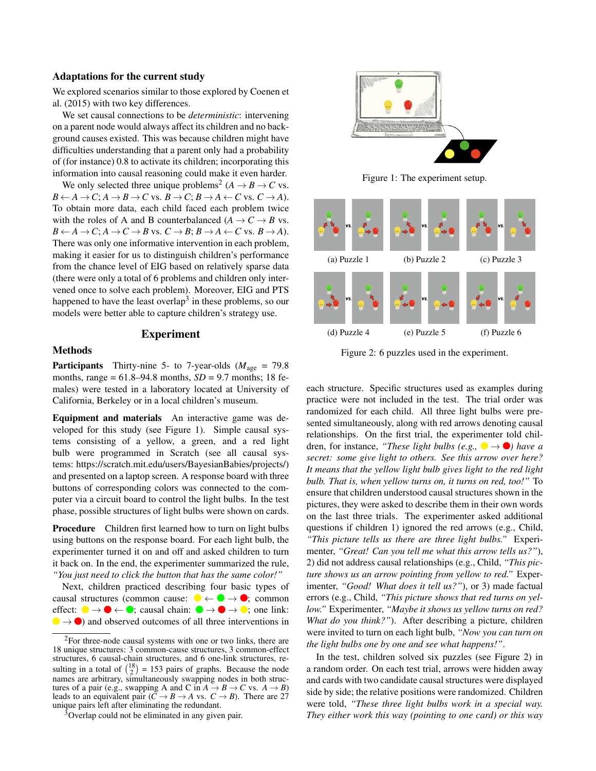### Adaptations for the current study

We explored scenarios similar to those explored by Coenen et al. (2015) with two key differences.

We set causal connections to be *deterministic*: intervening on a parent node would always affect its children and no background causes existed. This was because children might have difficulties understanding that a parent only had a probability of (for instance) 0.8 to activate its children; incorporating this information into causal reasoning could make it even harder.

We only selected three unique problems[2] ($A \to B \to C$ vs. $B \leftarrow A \to C$; $A \to B \to C$ vs. $B \to C$; $B \to A \leftarrow C$ vs. $C \to A$). To obtain more data, each child faced each problem twice with the roles of A and B counterbalanced ($A \to C \to B$ vs. $B \leftarrow A \to C$; $A \to C \to B$ vs. $C \to B$; $B \to A \leftarrow C$ vs. $B \to A$). There was only one informative intervention in each problem, making it easier for us to distinguish children's performance from the chance level of EIG based on relatively sparse data (there were only a total of 6 problems and children only intervened once to solve each problem). Moreover, EIG and PTS happened to have the least overlap[3] in these problems, so our models were better able to capture children's strategy use.

## Experiment

### Methods

**Participants** Thirty-nine 5- to 7-year-olds ($M_{\text{age}}$ = 79.8 months, range = 61.8–94.8 months, $SD$ = 9.7 months; 18 females) were tested in a laboratory located at University of California, Berkeley or in a local children's museum.

**Equipment and materials** An interactive game was developed for this study (see Figure 1). Simple causal systems consisting of a yellow, a green, and a red light bulb were programmed in Scratch (see all causal systems: https://scratch.mit.edu/users/BayesianBabies/projects/) and presented on a laptop screen. A response board with three buttons of corresponding colors was connected to the computer via a circuit board to control the light bulbs. In the test phase, possible structures of light bulbs were shown on cards.

**Procedure** Children first learned how to turn on light bulbs using buttons on the response board. For each light bulb, the experimenter turned it on and off and asked children to turn it back on. In the end, the experimenter summarized the rule, *"You just need to click the button that has the same color!"*

Next, children practiced describing four basic types of causal structures (common cause: 🟡 ← 🟢 → 🔴; common effect: 🟡 → 🔴 ← 🟢; causal chain: 🟢 → 🔴 → 🟡; one link: 🟡 → 🔴) and observed outcomes of all three interventions in

Figure 1: The experiment setup.

(a) Puzzle 1 (b) Puzzle 2 (c) Puzzle 3

(d) Puzzle 4 (e) Puzzle 5 (f) Puzzle 6

Figure 2: 6 puzzles used in the experiment.

each structure. Specific structures used as examples during practice were not included in the test. The trial order was randomized for each child. All three light bulbs were presented simultaneously, along with red arrows denoting causal relationships. On the first trial, the experimenter told children, for instance, *"These light bulbs (e.g., 🟡 → 🔴) have a secret: some give light to others. See this arrow over here? It means that the yellow light bulb gives light to the red light bulb. That is, when yellow turns on, it turns on red, too!"* To ensure that children understood causal structures shown in the pictures, they were asked to describe them in their own words on the last three trials. The experimenter asked additional questions if children 1) ignored the red arrows (e.g., Child, *"This picture tells us there are three light bulbs."* Experimenter, *"Great! Can you tell me what this arrow tells us?"*), 2) did not address causal relationships (e.g., Child, *"This picture shows us an arrow pointing from yellow to red."* Experimenter, *"Good! What does it tell us?"*), or 3) made factual errors (e.g., Child, *"This picture shows that red turns on yellow."* Experimenter, *"Maybe it shows us yellow turns on red? What do you think?"*). After describing a picture, children were invited to turn on each light bulb, *"Now you can turn on the light bulbs one by one and see what happens!"*.

In the test, children solved six puzzles (see Figure 2) in a random order. On each test trial, arrows were hidden away and cards with two candidate causal structures were displayed side by side; the relative positions were randomized. Children were told, *"These three light bulbs work in a special way. They either work this way (pointing to one card) or this way*

---

[2]For three-node causal systems with one or two links, there are 18 unique structures: 3 common-cause structures, 3 common-effect structures, 6 causal-chain structures, and 6 one-link structures, resulting in a total of $\binom{18}{2}$ = 153 pairs of graphs. Because the node names are arbitrary, simultaneously swapping node names in both structures of a pair (e.g., swapping A and C in $A \to B \to C$ vs. $A \to B$) leads to an equivalent pair ($C \to B \to A$ vs. $C \to B$). There are 27 unique pairs left after eliminating the redundant.

[3]Overlap could not be eliminated in any given pair.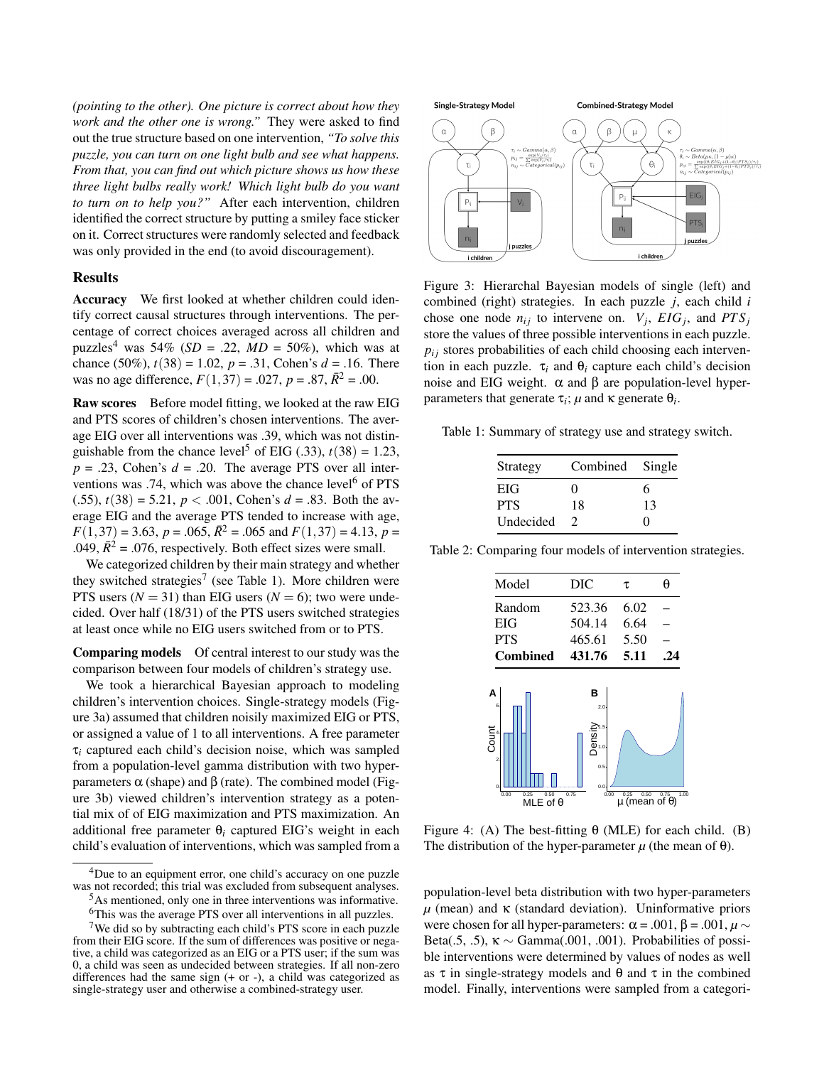*(pointing to the other). One picture is correct about how they work and the other one is wrong."* They were asked to find out the true structure based on one intervention, *"To solve this puzzle, you can turn on one light bulb and see what happens. From that, you can find out which picture shows us how these three light bulbs really work! Which light bulb do you want to turn on to help you?"* After each intervention, children identified the correct structure by putting a smiley face sticker on it. Correct structures were randomly selected and feedback was only provided in the end (to avoid discouragement).

## Results

**Accuracy** We first looked at whether children could identify correct causal structures through interventions. The percentage of correct choices averaged across all children and puzzles[4] was 54% ($SD$ = .22, $MD$ = 50%), which was at chance (50%), $t(38)$ = 1.02, $p$ = .31, Cohen's $d$ = .16. There was no age difference, $F(1,37)$ = .027, $p$ = .87, $\bar{R}^2$ = .00.

**Raw scores** Before model fitting, we looked at the raw EIG and PTS scores of children's chosen interventions. The average EIG over all interventions was .39, which was not distinguishable from the chance level[5] of EIG (.33), $t(38)$ = 1.23, $p$ = .23, Cohen's $d$ = .20. The average PTS over all interventions was .74, which was above the chance level[6] of PTS (.55), $t(38)$ = 5.21, $p < .001$, Cohen's $d$ = .83. Both the average EIG and the average PTS tended to increase with age, $F(1,37)$ = 3.63, $p$ = .065, $\bar{R}^2$ = .065 and $F(1,37)$ = 4.13, $p$ = .049, $\bar{R}^2$ = .076, respectively. Both effect sizes were small.

We categorized children by their main strategy and whether they switched strategies[7] (see Table 1). More children were PTS users ($N = 31$) than EIG users ($N = 6$); two were undecided. Over half (18/31) of the PTS users switched strategies at least once while no EIG users switched from or to PTS.

**Comparing models** Of central interest to our study was the comparison between four models of children's strategy use.

We took a hierarchical Bayesian approach to modeling children's intervention choices. Single-strategy models (Figure 3a) assumed that children noisily maximized EIG or PTS, or assigned a value of 1 to all interventions. A free parameter $\tau_i$ captured each child's decision noise, which was sampled from a population-level gamma distribution with two hyperparameters $\alpha$ (shape) and $\beta$ (rate). The combined model (Figure 3b) viewed children's intervention strategy as a potential mix of of EIG maximization and PTS maximization. An additional free parameter $\theta_i$ captured EIG's weight in each child's evaluation of interventions, which was sampled from a population-level beta distribution with two hyper-parameters $\mu$ (mean) and $\kappa$ (standard deviation). Uninformative priors were chosen for all hyper-parameters: $\alpha$ = .001, $\beta$ = .001, $\mu \sim$ Beta(.5, .5), $\kappa \sim$ Gamma(.001, .001). Probabilities of possible interventions were determined by values of nodes as well as $\tau$ in single-strategy models and $\theta$ and $\tau$ in the combined model. Finally, interventions were sampled from a categori-

Figure 3: Hierarchical Bayesian models of single (left) and combined (right) strategies. In each puzzle $j$, each child $i$ chose one node $n_{ij}$ to intervene on. $V_j$, $EIG_j$, and $PTS_j$ store the values of three possible interventions in each puzzle. $p_{ij}$ stores probabilities of each child choosing each intervention in each puzzle. $\tau_i$ and $\theta_i$ capture each child's decision noise and EIG weight. $\alpha$ and $\beta$ are population-level hyperparameters that generate $\tau_i$; $\mu$ and $\kappa$ generate $\theta_i$.

Table 1: Summary of strategy use and strategy switch.

| Strategy | Combined | Single |
|---|---|---|
| EIG | 0 | 6 |
| PTS | 18 | 13 |
| Undecided | 2 | 0 |

Table 2: Comparing four models of intervention strategies.

| Model | DIC | $\tau$ | $\theta$ |
|---|---|---|---|
| Random | 523.36 | 6.02 | – |
| EIG | 504.14 | 6.64 | – |
| PTS | 465.61 | 5.50 | – |
| **Combined** | **431.76** | **5.11** | **.24** |

Figure 4: (A) The best-fitting $\theta$ (MLE) for each child. (B) The distribution of the hyper-parameter $\mu$ (the mean of $\theta$).

---

[4] Due to an equipment error, one child's accuracy on one puzzle was not recorded; this trial was excluded from subsequent analyses.

[5] As mentioned, only one in three interventions was informative.

[6] This was the average PTS over all interventions in all puzzles.

[7] We did so by subtracting each child's PTS score in each puzzle from their EIG score. If the sum of differences was positive or negative, a child was categorized as an EIG or a PTS user; if the sum was 0, a child was seen as undecided between strategies. If all non-zero differences had the same sign (+ or -), a child was categorized as single-strategy user and otherwise a combined-strategy user.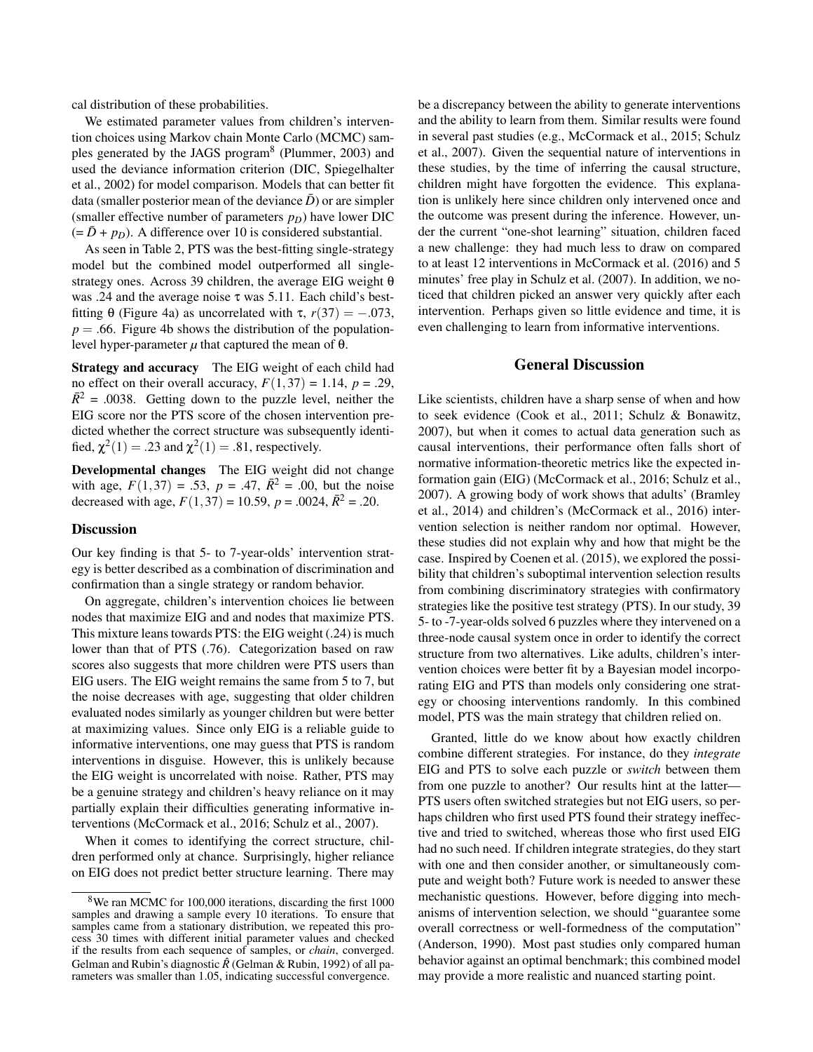cal distribution of these probabilities.

We estimated parameter values from children's intervention choices using Markov chain Monte Carlo (MCMC) samples generated by the JAGS program[8] (Plummer, 2003) and used the deviance information criterion (DIC, Spiegelhalter et al., 2002) for model comparison. Models that can better fit data (smaller posterior mean of the deviance $\bar{D}$) or are simpler (smaller effective number of parameters $p_D$) have lower DIC ($= \bar{D} + p_D$). A difference over 10 is considered substantial.

As seen in Table 2, PTS was the best-fitting single-strategy model but the combined model outperformed all single-strategy ones. Across 39 children, the average EIG weight $\theta$ was .24 and the average noise $\tau$ was 5.11. Each child's best-fitting $\theta$ (Figure 4a) as uncorrelated with $\tau$, $r(37) = -.073$, $p = .66$. Figure 4b shows the distribution of the population-level hyper-parameter $\mu$ that captured the mean of $\theta$.

**Strategy and accuracy** The EIG weight of each child had no effect on their overall accuracy, $F(1,37) = 1.14$, $p = .29$, $\bar{R}^2 = .0038$. Getting down to the puzzle level, neither the EIG score nor the PTS score of the chosen intervention predicted whether the correct structure was subsequently identified, $\chi^2(1) = .23$ and $\chi^2(1) = .81$, respectively.

**Developmental changes** The EIG weight did not change with age, $F(1,37) = .53$, $p = .47$, $\bar{R}^2 = .00$, but the noise decreased with age, $F(1,37) = 10.59$, $p = .0024$, $\bar{R}^2 = .20$.

### Discussion

Our key finding is that 5- to 7-year-olds' intervention strategy is better described as a combination of discrimination and confirmation than a single strategy or random behavior.

On aggregate, children's intervention choices lie between nodes that maximize EIG and and nodes that maximize PTS. This mixture leans towards PTS: the EIG weight (.24) is much lower than that of PTS (.76). Categorization based on raw scores also suggests that more children were PTS users than EIG users. The EIG weight remains the same from 5 to 7, but the noise decreases with age, suggesting that older children evaluated nodes similarly as younger children but were better at maximizing values. Since only EIG is a reliable guide to informative interventions, one may guess that PTS is random interventions in disguise. However, this is unlikely because the EIG weight is uncorrelated with noise. Rather, PTS may be a genuine strategy and children's heavy reliance on it may partially explain their difficulties generating informative interventions (McCormack et al., 2016; Schulz et al., 2007).

When it comes to identifying the correct structure, children performed only at chance. Surprisingly, higher reliance on EIG does not predict better structure learning. There may be a discrepancy between the ability to generate interventions and the ability to learn from them. Similar results were found in several past studies (e.g., McCormack et al., 2015; Schulz et al., 2007). Given the sequential nature of interventions in these studies, by the time of inferring the causal structure, children might have forgotten the evidence. This explanation is unlikely here since children only intervened once and the outcome was present during the inference. However, under the current "one-shot learning" situation, children faced a new challenge: they had much less to draw on compared to at least 12 interventions in McCormack et al. (2016) and 5 minutes' free play in Schulz et al. (2007). In addition, we noticed that children picked an answer very quickly after each intervention. Perhaps given so little evidence and time, it is even challenging to learn from informative interventions.

## General Discussion

Like scientists, children have a sharp sense of when and how to seek evidence (Cook et al., 2011; Schulz & Bonawitz, 2007), but when it comes to actual data generation such as causal interventions, their performance often falls short of normative information-theoretic metrics like the expected information gain (EIG) (McCormack et al., 2016; Schulz et al., 2007). A growing body of work shows that adults' (Bramley et al., 2014) and children's (McCormack et al., 2016) intervention selection is neither random nor optimal. However, these studies did not explain why and how that might be the case. Inspired by Coenen et al. (2015), we explored the possibility that children's suboptimal intervention selection results from combining discriminatory strategies with confirmatory strategies like the positive test strategy (PTS). In our study, 39 5- to -7-year-olds solved 6 puzzles where they intervened on a three-node causal system once in order to identify the correct structure from two alternatives. Like adults, children's intervention choices were better fit by a Bayesian model incorporating EIG and PTS than models only considering one strategy or choosing interventions randomly. In this combined model, PTS was the main strategy that children relied on.

Granted, little do we know about how exactly children combine different strategies. For instance, do they *integrate* EIG and PTS to solve each puzzle or *switch* between them from one puzzle to another? Our results hint at the latter—PTS users often switched strategies but not EIG users, so perhaps children who first used PTS found their strategy ineffective and tried to switched, whereas those who first used EIG had no such need. If children integrate strategies, do they start with one and then consider another, or simultaneously compute and weight both? Future work is needed to answer these mechanistic questions. However, before digging into mechanisms of intervention selection, we should "guarantee some overall correctness or well-formedness of the computation" (Anderson, 1990). Most past studies only compared human behavior against an optimal benchmark; this combined model may provide a more realistic and nuanced starting point.

[8] We ran MCMC for 100,000 iterations, discarding the first 1000 samples and drawing a sample every 10 iterations. To ensure that samples came from a stationary distribution, we repeated this process 30 times with different initial parameter values and checked if the results from each sequence of samples, or *chain*, converged. Gelman and Rubin's diagnostic $\hat{R}$ (Gelman & Rubin, 1992) of all parameters was smaller than 1.05, indicating successful convergence.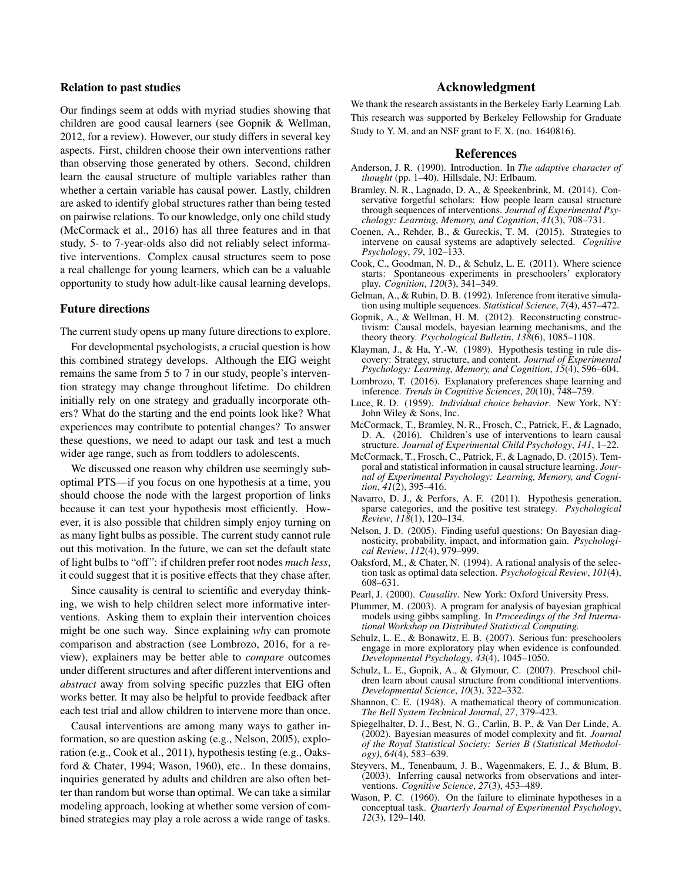## Relation to past studies

Our findings seem at odds with myriad studies showing that children are good causal learners (see Gopnik & Wellman, 2012, for a review). However, our study differs in several key aspects. First, children choose their own interventions rather than observing those generated by others. Second, children learn the causal structure of multiple variables rather than whether a certain variable has causal power. Lastly, children are asked to identify global structures rather than being tested on pairwise relations. To our knowledge, only one child study (McCormack et al., 2016) has all three features and in that study, 5- to 7-year-olds also did not reliably select informative interventions. Complex causal structures seem to pose a real challenge for young learners, which can be a valuable opportunity to study how adult-like causal learning develops.

## Future directions

The current study opens up many future directions to explore.

For developmental psychologists, a crucial question is how this combined strategy develops. Although the EIG weight remains the same from 5 to 7 in our study, people's intervention strategy may change throughout lifetime. Do children initially rely on one strategy and gradually incorporate others? What do the starting and the end points look like? What experiences may contribute to potential changes? To answer these questions, we need to adapt our task and test a much wider age range, such as from toddlers to adolescents.

We discussed one reason why children use seemingly suboptimal PTS—if you focus on one hypothesis at a time, you should choose the node with the largest proportion of links because it can test your hypothesis most efficiently. However, it is also possible that children simply enjoy turning on as many light bulbs as possible. The current study cannot rule out this motivation. In the future, we can set the default state of light bulbs to "off": if children prefer root nodes *much less*, it could suggest that it is positive effects that they chase after.

Since causality is central to scientific and everyday thinking, we wish to help children select more informative interventions. Asking them to explain their intervention choices might be one such way. Since explaining *why* can promote comparison and abstraction (see Lombrozo, 2016, for a review), explainers may be better able to *compare* outcomes under different structures and after different interventions and *abstract* away from solving specific puzzles that EIG often works better. It may also be helpful to provide feedback after each test trial and allow children to intervene more than once.

Causal interventions are among many ways to gather information, so are question asking (e.g., Nelson, 2005), exploration (e.g., Cook et al., 2011), hypothesis testing (e.g., Oaksford & Chater, 1994; Wason, 1960), etc.. In these domains, inquiries generated by adults and children are also often better than random but worse than optimal. We can take a similar modeling approach, looking at whether some version of combined strategies may play a role across a wide range of tasks.

# Acknowledgment

We thank the research assistants in the Berkeley Early Learning Lab. This research was supported by Berkeley Fellowship for Graduate Study to Y. M. and an NSF grant to F. X. (no. 1640816).

# References

Anderson, J. R. (1990). Introduction. In *The adaptive character of thought* (pp. 1–40). Hillsdale, NJ: Erlbaum.

Bramley, N. R., Lagnado, D. A., & Speekenbrink, M. (2014). Conservative forgetful scholars: How people learn causal structure through sequences of interventions. *Journal of Experimental Psychology: Learning, Memory, and Cognition*, *41*(3), 708–731.

Coenen, A., Rehder, B., & Gureckis, T. M. (2015). Strategies to intervene on causal systems are adaptively selected. *Cognitive Psychology*, *79*, 102–133.

Cook, C., Goodman, N. D., & Schulz, L. E. (2011). Where science starts: Spontaneous experiments in preschoolers' exploratory play. *Cognition*, *120*(3), 341–349.

Gelman, A., & Rubin, D. B. (1992). Inference from iterative simulation using multiple sequences. *Statistical Science*, *7*(4), 457–472.

Gopnik, A., & Wellman, H. M. (2012). Reconstructing constructivism: Causal models, bayesian learning mechanisms, and the theory theory. *Psychological Bulletin*, *138*(6), 1085–1108.

Klayman, J., & Ha, Y.-W. (1989). Hypothesis testing in rule discovery: Strategy, structure, and content. *Journal of Experimental Psychology: Learning, Memory, and Cognition*, *15*(4), 596–604.

Lombrozo, T. (2016). Explanatory preferences shape learning and inference. *Trends in Cognitive Sciences*, *20*(10), 748–759.

Luce, R. D. (1959). *Individual choice behavior*. New York, NY: John Wiley & Sons, Inc.

McCormack, T., Bramley, N. R., Frosch, C., Patrick, F., & Lagnado, D. A. (2016). Children's use of interventions to learn causal structure. *Journal of Experimental Child Psychology*, *141*, 1–22.

McCormack, T., Frosch, C., Patrick, F., & Lagnado, D. (2015). Temporal and statistical information in causal structure learning. *Journal of Experimental Psychology: Learning, Memory, and Cognition*, *41*(2), 395–416.

Navarro, D. J., & Perfors, A. F. (2011). Hypothesis generation, sparse categories, and the positive test strategy. *Psychological Review*, *118*(1), 120–134.

Nelson, J. D. (2005). Finding useful questions: On Bayesian diagnosticity, probability, impact, and information gain. *Psychological Review*, *112*(4), 979–999.

Oaksford, M., & Chater, N. (1994). A rational analysis of the selection task as optimal data selection. *Psychological Review*, *101*(4), 608–631.

Pearl, J. (2000). *Causality*. New York: Oxford University Press.

Plummer, M. (2003). A program for analysis of bayesian graphical models using gibbs sampling. In *Proceedings of the 3rd International Workshop on Distributed Statistical Computing.*

Schulz, L. E., & Bonawitz, E. B. (2007). Serious fun: preschoolers engage in more exploratory play when evidence is confounded. *Developmental Psychology*, *43*(4), 1045–1050.

Schulz, L. E., Gopnik, A., & Glymour, C. (2007). Preschool children learn about causal structure from conditional interventions. *Developmental Science*, *10*(3), 322–332.

Shannon, C. E. (1948). A mathematical theory of communication. *The Bell System Technical Journal*, *27*, 379–423.

Spiegelhalter, D. J., Best, N. G., Carlin, B. P., & Van Der Linde, A. (2002). Bayesian measures of model complexity and fit. *Journal of the Royal Statistical Society: Series B (Statistical Methodology)*, *64*(4), 583–639.

Steyvers, M., Tenenbaum, J. B., Wagenmakers, E. J., & Blum, B. (2003). Inferring causal networks from observations and interventions. *Cognitive Science*, *27*(3), 453–489.

Wason, P. C. (1960). On the failure to eliminate hypotheses in a conceptual task. *Quarterly Journal of Experimental Psychology*, *12*(3), 129–140.